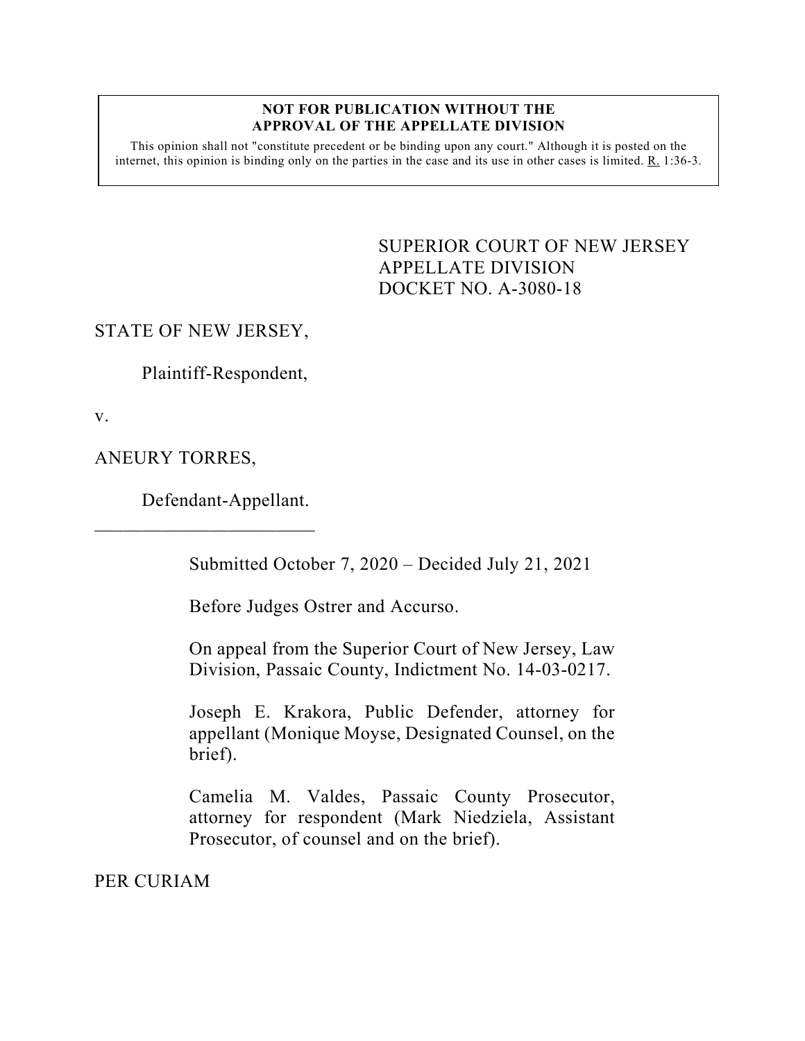**NOT FOR PUBLICATION WITHOUT THE APPROVAL OF THE APPELLATE DIVISION**

This opinion shall not "constitute precedent or be binding upon any court." Although it is posted on the internet, this opinion is binding only on the parties in the case and its use in other cases is limited. R. 1:36-3.

SUPERIOR COURT OF NEW JERSEY
APPELLATE DIVISION
DOCKET NO. A-3080-18

STATE OF NEW JERSEY,

Plaintiff-Respondent,

v.

ANEURY TORRES,

Defendant-Appellant.

\_\_\_\_\_\_\_\_\_\_\_\_\_\_\_\_\_\_\_\_\_\_\_\_\_

Submitted October 7, 2020 – Decided July 21, 2021

Before Judges Ostrer and Accurso.

On appeal from the Superior Court of New Jersey, Law Division, Passaic County, Indictment No. 14-03-0217.

Joseph E. Krakora, Public Defender, attorney for appellant (Monique Moyse, Designated Counsel, on the brief).

Camelia M. Valdes, Passaic County Prosecutor, attorney for respondent (Mark Niedziela, Assistant Prosecutor, of counsel and on the brief).

PER CURIAM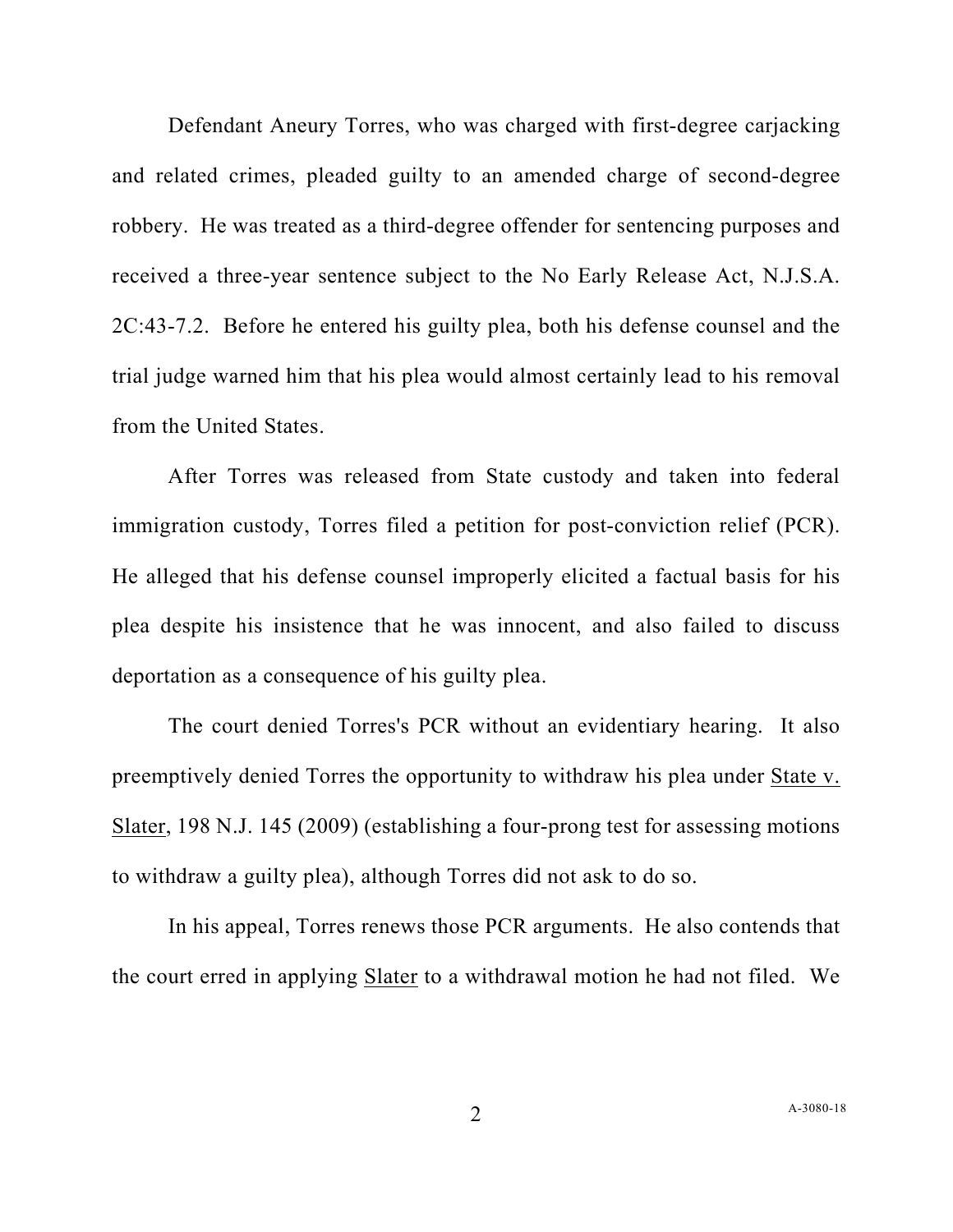Defendant Aneury Torres, who was charged with first-degree carjacking and related crimes, pleaded guilty to an amended charge of second-degree robbery. He was treated as a third-degree offender for sentencing purposes and received a three-year sentence subject to the No Early Release Act, N.J.S.A. 2C:43-7.2. Before he entered his guilty plea, both his defense counsel and the trial judge warned him that his plea would almost certainly lead to his removal from the United States.

After Torres was released from State custody and taken into federal immigration custody, Torres filed a petition for post-conviction relief (PCR). He alleged that his defense counsel improperly elicited a factual basis for his plea despite his insistence that he was innocent, and also failed to discuss deportation as a consequence of his guilty plea.

The court denied Torres's PCR without an evidentiary hearing. It also preemptively denied Torres the opportunity to withdraw his plea under <u>State v. Slater</u>, 198 N.J. 145 (2009) (establishing a four-prong test for assessing motions to withdraw a guilty plea), although Torres did not ask to do so.

In his appeal, Torres renews those PCR arguments. He also contends that the court erred in applying <u>Slater</u> to a withdrawal motion he had not filed. We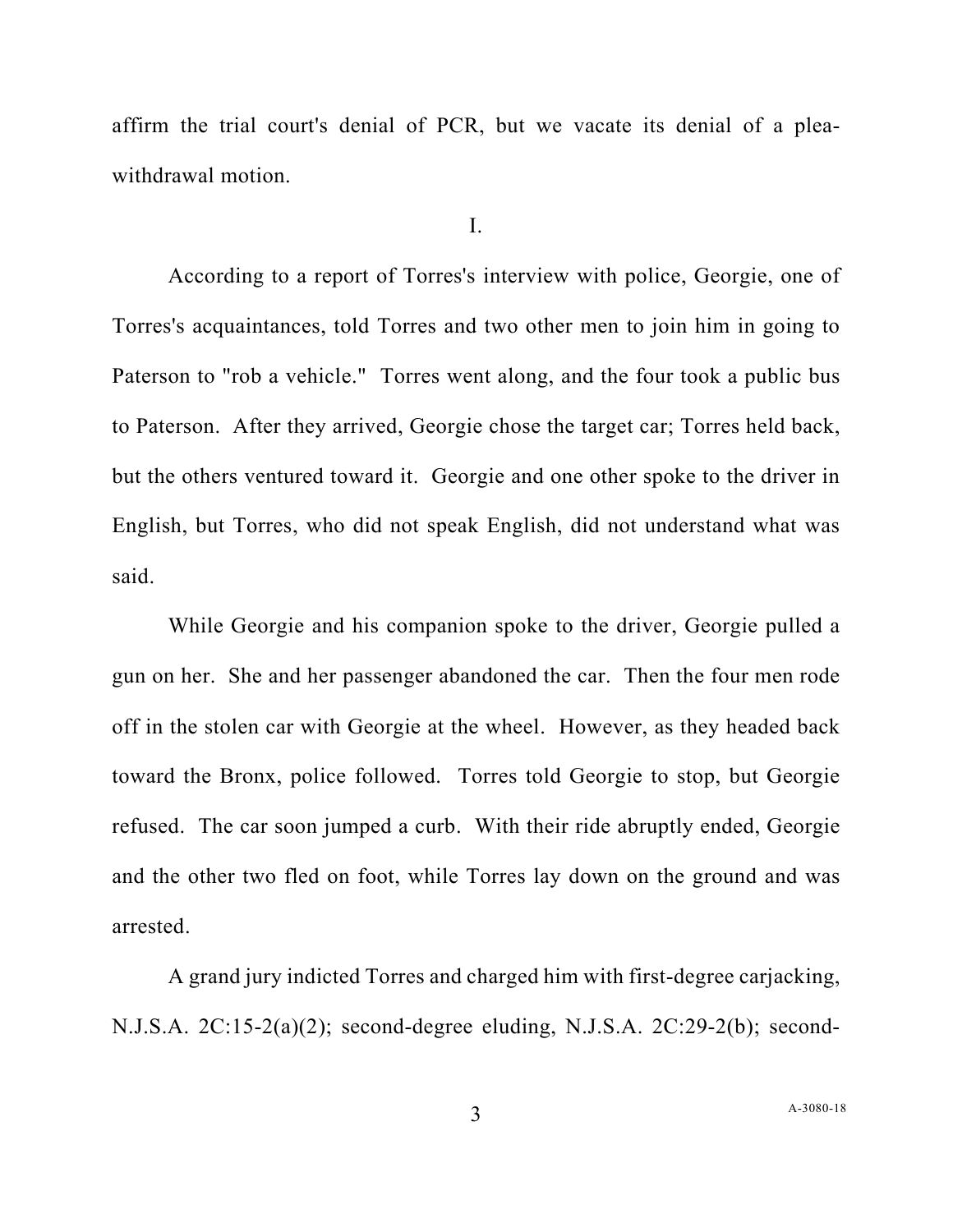affirm the trial court's denial of PCR, but we vacate its denial of a plea-withdrawal motion.

I.

According to a report of Torres's interview with police, Georgie, one of Torres's acquaintances, told Torres and two other men to join him in going to Paterson to "rob a vehicle." Torres went along, and the four took a public bus to Paterson. After they arrived, Georgie chose the target car; Torres held back, but the others ventured toward it. Georgie and one other spoke to the driver in English, but Torres, who did not speak English, did not understand what was said.

While Georgie and his companion spoke to the driver, Georgie pulled a gun on her. She and her passenger abandoned the car. Then the four men rode off in the stolen car with Georgie at the wheel. However, as they headed back toward the Bronx, police followed. Torres told Georgie to stop, but Georgie refused. The car soon jumped a curb. With their ride abruptly ended, Georgie and the other two fled on foot, while Torres lay down on the ground and was arrested.

A grand jury indicted Torres and charged him with first-degree carjacking, N.J.S.A. 2C:15-2(a)(2); second-degree eluding, N.J.S.A. 2C:29-2(b); second-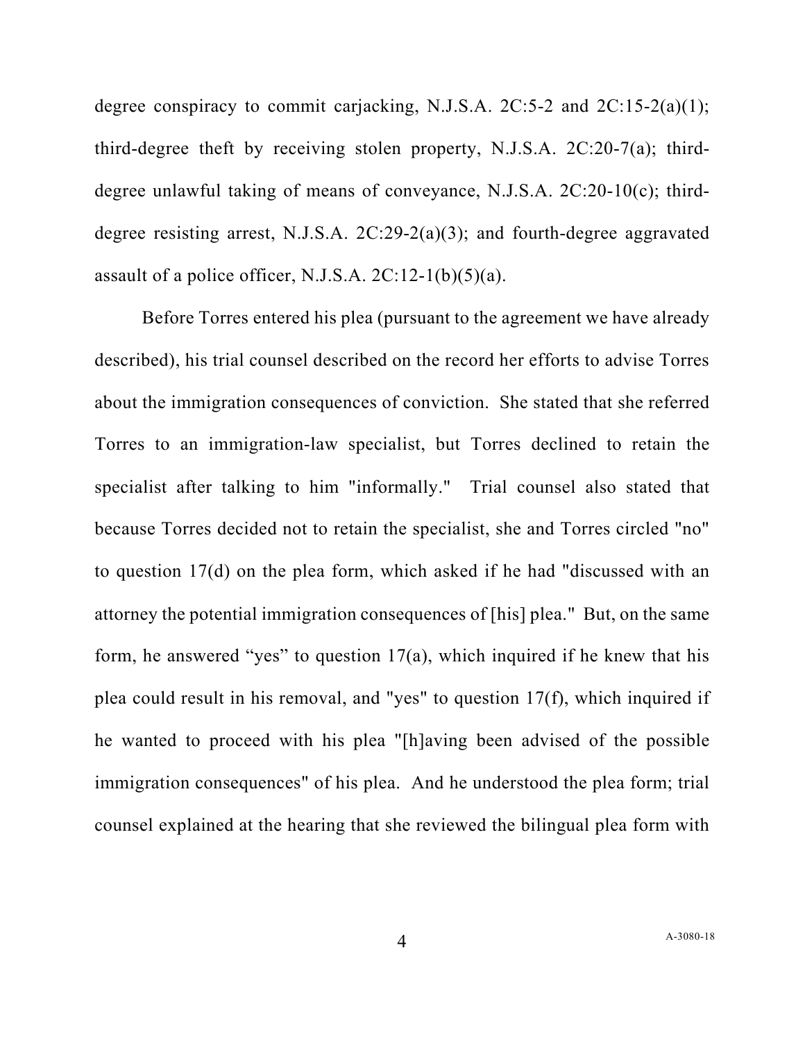degree conspiracy to commit carjacking, N.J.S.A. 2C:5-2 and 2C:15-2(a)(1); third-degree theft by receiving stolen property, N.J.S.A. 2C:20-7(a); third-degree unlawful taking of means of conveyance, N.J.S.A. 2C:20-10(c); third-degree resisting arrest, N.J.S.A. 2C:29-2(a)(3); and fourth-degree aggravated assault of a police officer, N.J.S.A. 2C:12-1(b)(5)(a).

Before Torres entered his plea (pursuant to the agreement we have already described), his trial counsel described on the record her efforts to advise Torres about the immigration consequences of conviction. She stated that she referred Torres to an immigration-law specialist, but Torres declined to retain the specialist after talking to him "informally." Trial counsel also stated that because Torres decided not to retain the specialist, she and Torres circled "no" to question 17(d) on the plea form, which asked if he had "discussed with an attorney the potential immigration consequences of [his] plea." But, on the same form, he answered "yes" to question 17(a), which inquired if he knew that his plea could result in his removal, and "yes" to question 17(f), which inquired if he wanted to proceed with his plea "[h]aving been advised of the possible immigration consequences" of his plea. And he understood the plea form; trial counsel explained at the hearing that she reviewed the bilingual plea form with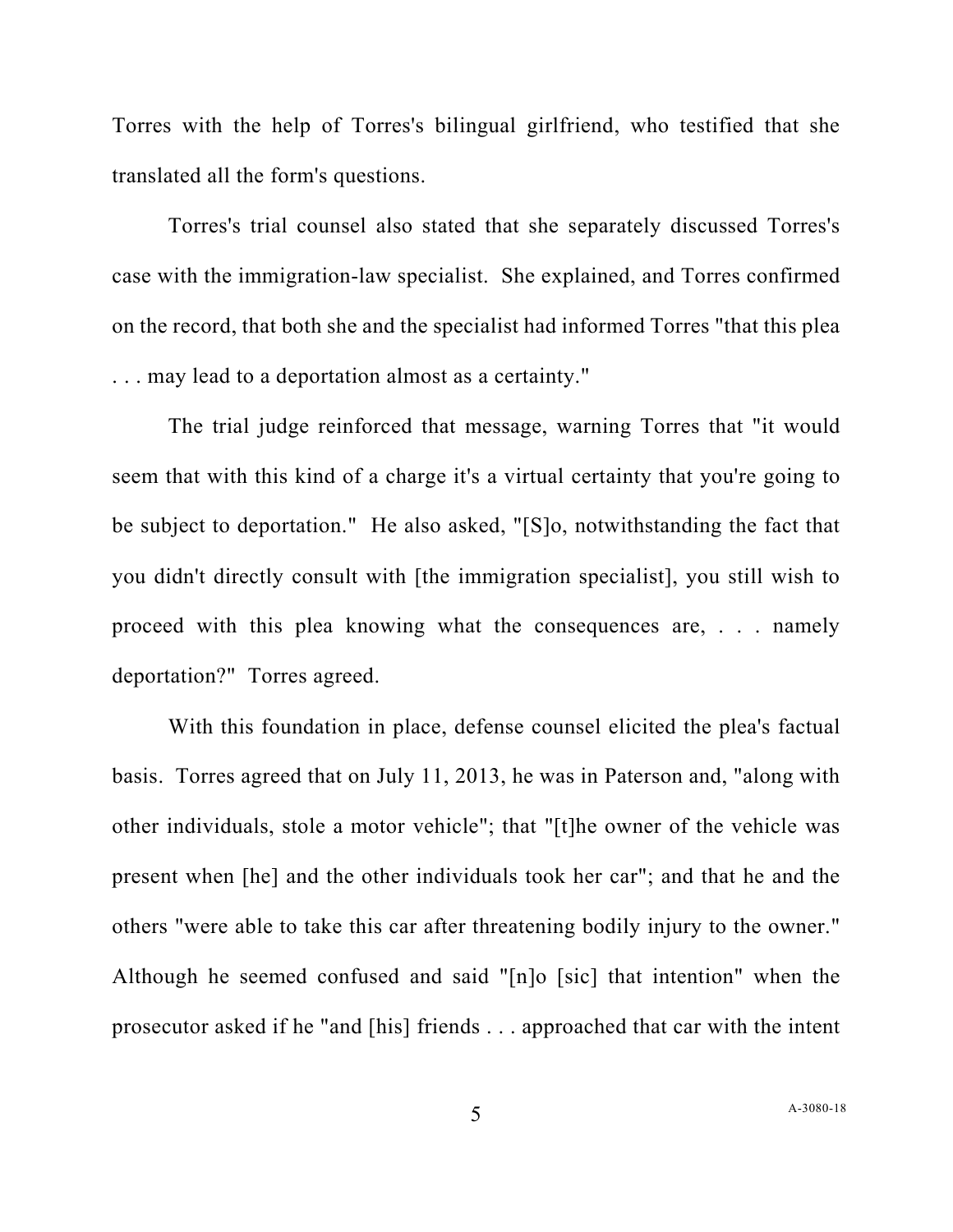Torres with the help of Torres's bilingual girlfriend, who testified that she translated all the form's questions.

Torres's trial counsel also stated that she separately discussed Torres's case with the immigration-law specialist. She explained, and Torres confirmed on the record, that both she and the specialist had informed Torres "that this plea . . . may lead to a deportation almost as a certainty."

The trial judge reinforced that message, warning Torres that "it would seem that with this kind of a charge it's a virtual certainty that you're going to be subject to deportation." He also asked, "[S]o, notwithstanding the fact that you didn't directly consult with [the immigration specialist], you still wish to proceed with this plea knowing what the consequences are, . . . namely deportation?" Torres agreed.

With this foundation in place, defense counsel elicited the plea's factual basis. Torres agreed that on July 11, 2013, he was in Paterson and, "along with other individuals, stole a motor vehicle"; that "[t]he owner of the vehicle was present when [he] and the other individuals took her car"; and that he and the others "were able to take this car after threatening bodily injury to the owner." Although he seemed confused and said "[n]o [sic] that intention" when the prosecutor asked if he "and [his] friends . . . approached that car with the intent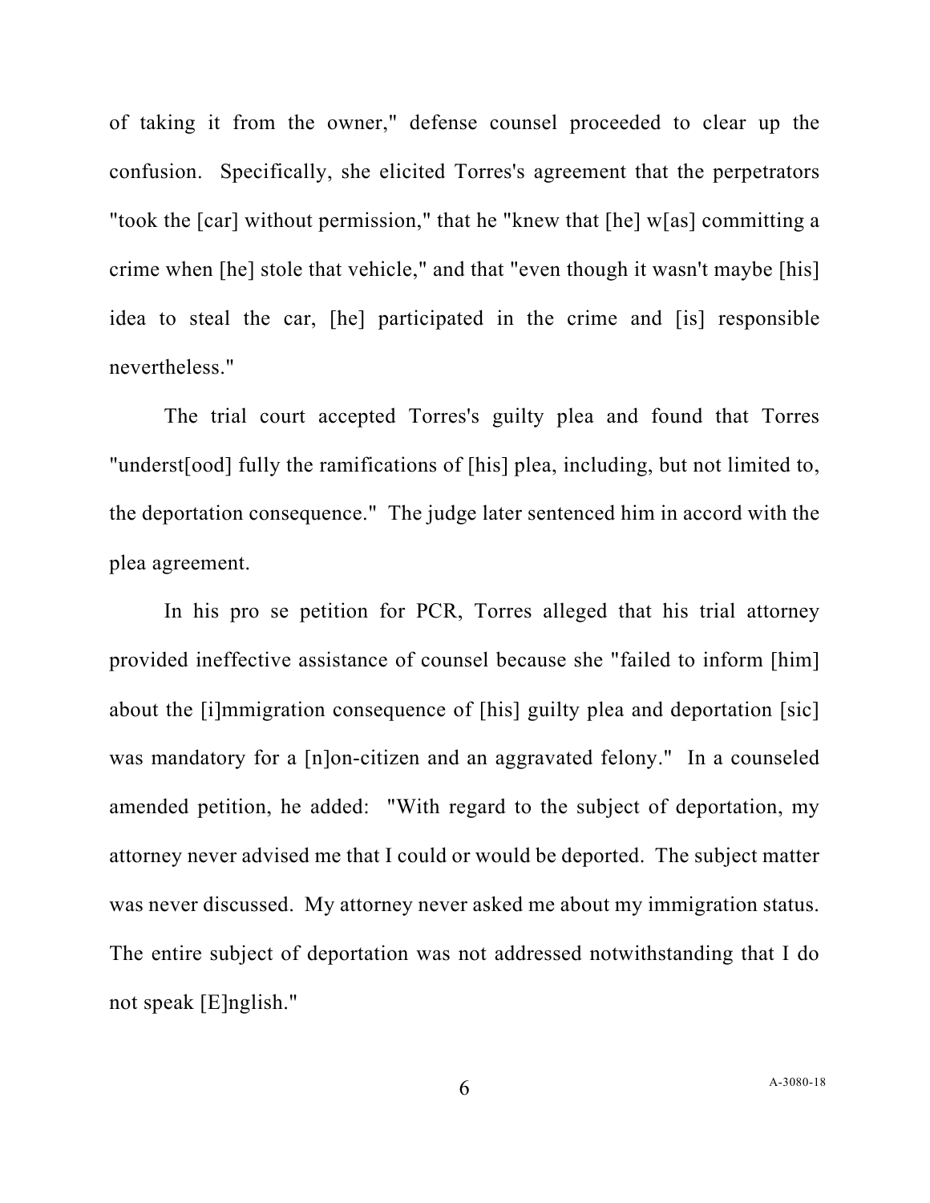of taking it from the owner," defense counsel proceeded to clear up the confusion. Specifically, she elicited Torres's agreement that the perpetrators "took the [car] without permission," that he "knew that [he] w[as] committing a crime when [he] stole that vehicle," and that "even though it wasn't maybe [his] idea to steal the car, [he] participated in the crime and [is] responsible nevertheless."

The trial court accepted Torres's guilty plea and found that Torres "underst[ood] fully the ramifications of [his] plea, including, but not limited to, the deportation consequence." The judge later sentenced him in accord with the plea agreement.

In his pro se petition for PCR, Torres alleged that his trial attorney provided ineffective assistance of counsel because she "failed to inform [him] about the [i]mmigration consequence of [his] guilty plea and deportation [sic] was mandatory for a [n]on-citizen and an aggravated felony." In a counseled amended petition, he added: "With regard to the subject of deportation, my attorney never advised me that I could or would be deported. The subject matter was never discussed. My attorney never asked me about my immigration status. The entire subject of deportation was not addressed notwithstanding that I do not speak [E]nglish."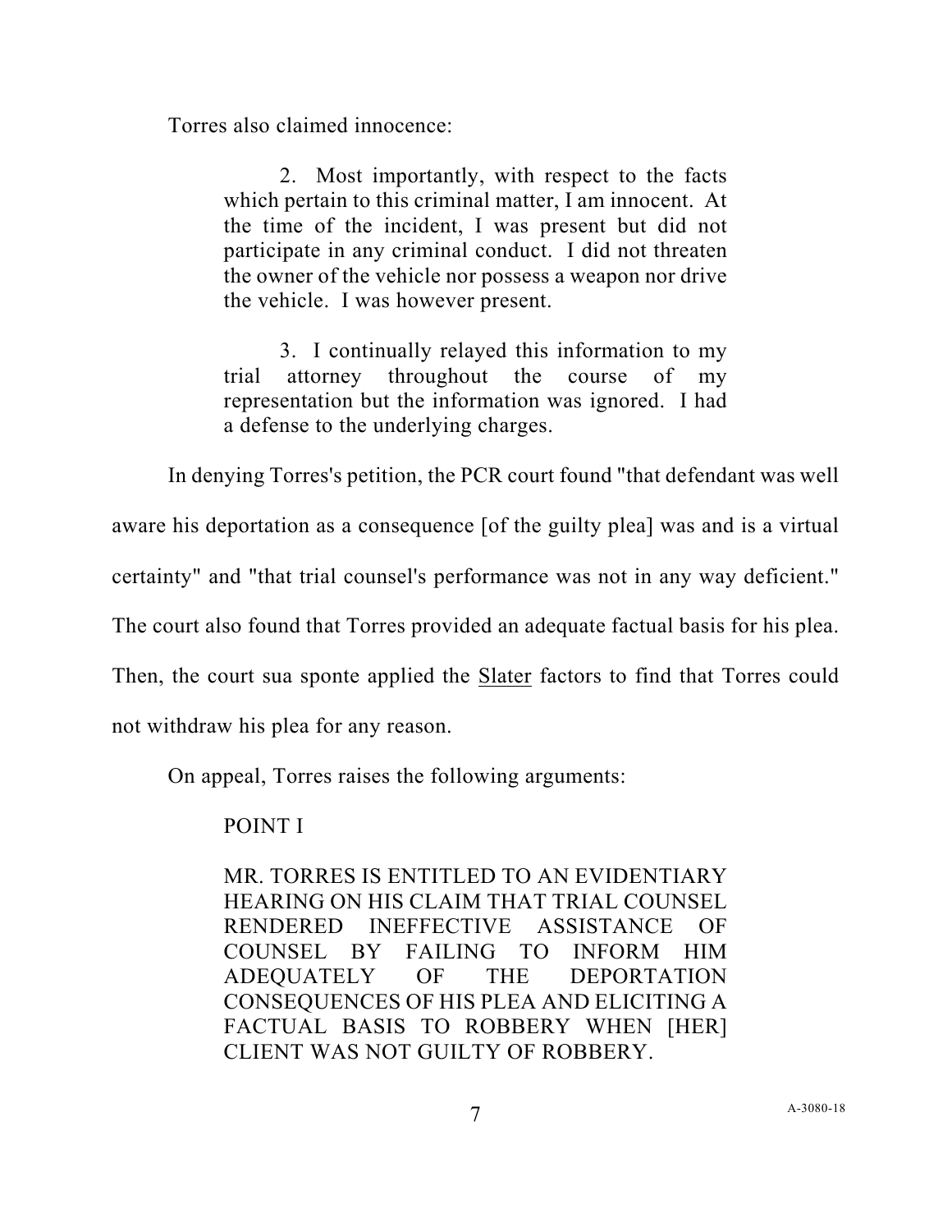Torres also claimed innocence:

> 2. Most importantly, with respect to the facts which pertain to this criminal matter, I am innocent. At the time of the incident, I was present but did not participate in any criminal conduct. I did not threaten the owner of the vehicle nor possess a weapon nor drive the vehicle. I was however present.
>
> 3. I continually relayed this information to my trial attorney throughout the course of my representation but the information was ignored. I had a defense to the underlying charges.

In denying Torres's petition, the PCR court found "that defendant was well aware his deportation as a consequence [of the guilty plea] was and is a virtual certainty" and "that trial counsel's performance was not in any way deficient." The court also found that Torres provided an adequate factual basis for his plea. Then, the court sua sponte applied the Slater factors to find that Torres could not withdraw his plea for any reason.

On appeal, Torres raises the following arguments:

> POINT I
>
> MR. TORRES IS ENTITLED TO AN EVIDENTIARY HEARING ON HIS CLAIM THAT TRIAL COUNSEL RENDERED INEFFECTIVE ASSISTANCE OF COUNSEL BY FAILING TO INFORM HIM ADEQUATELY OF THE DEPORTATION CONSEQUENCES OF HIS PLEA AND ELICITING A FACTUAL BASIS TO ROBBERY WHEN [HER] CLIENT WAS NOT GUILTY OF ROBBERY.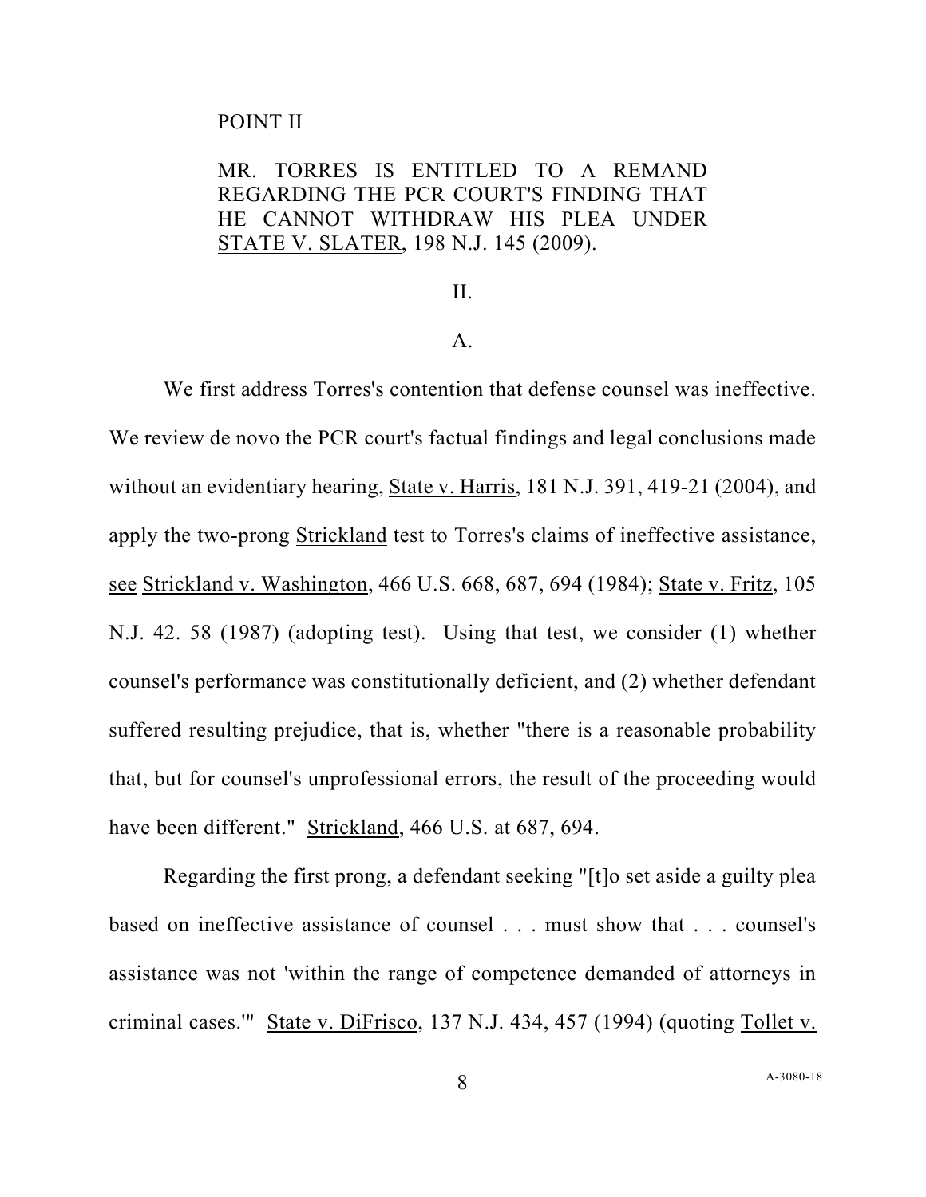POINT II

MR. TORRES IS ENTITLED TO A REMAND REGARDING THE PCR COURT'S FINDING THAT HE CANNOT WITHDRAW HIS PLEA UNDER STATE V. SLATER, 198 N.J. 145 (2009).

II.

A.

We first address Torres's contention that defense counsel was ineffective. We review de novo the PCR court's factual findings and legal conclusions made without an evidentiary hearing, State v. Harris, 181 N.J. 391, 419-21 (2004), and apply the two-prong Strickland test to Torres's claims of ineffective assistance, see Strickland v. Washington, 466 U.S. 668, 687, 694 (1984); State v. Fritz, 105 N.J. 42. 58 (1987) (adopting test). Using that test, we consider (1) whether counsel's performance was constitutionally deficient, and (2) whether defendant suffered resulting prejudice, that is, whether "there is a reasonable probability that, but for counsel's unprofessional errors, the result of the proceeding would have been different." Strickland, 466 U.S. at 687, 694.

Regarding the first prong, a defendant seeking "[t]o set aside a guilty plea based on ineffective assistance of counsel . . . must show that . . . counsel's assistance was not 'within the range of competence demanded of attorneys in criminal cases.'" State v. DiFrisco, 137 N.J. 434, 457 (1994) (quoting Tollet v.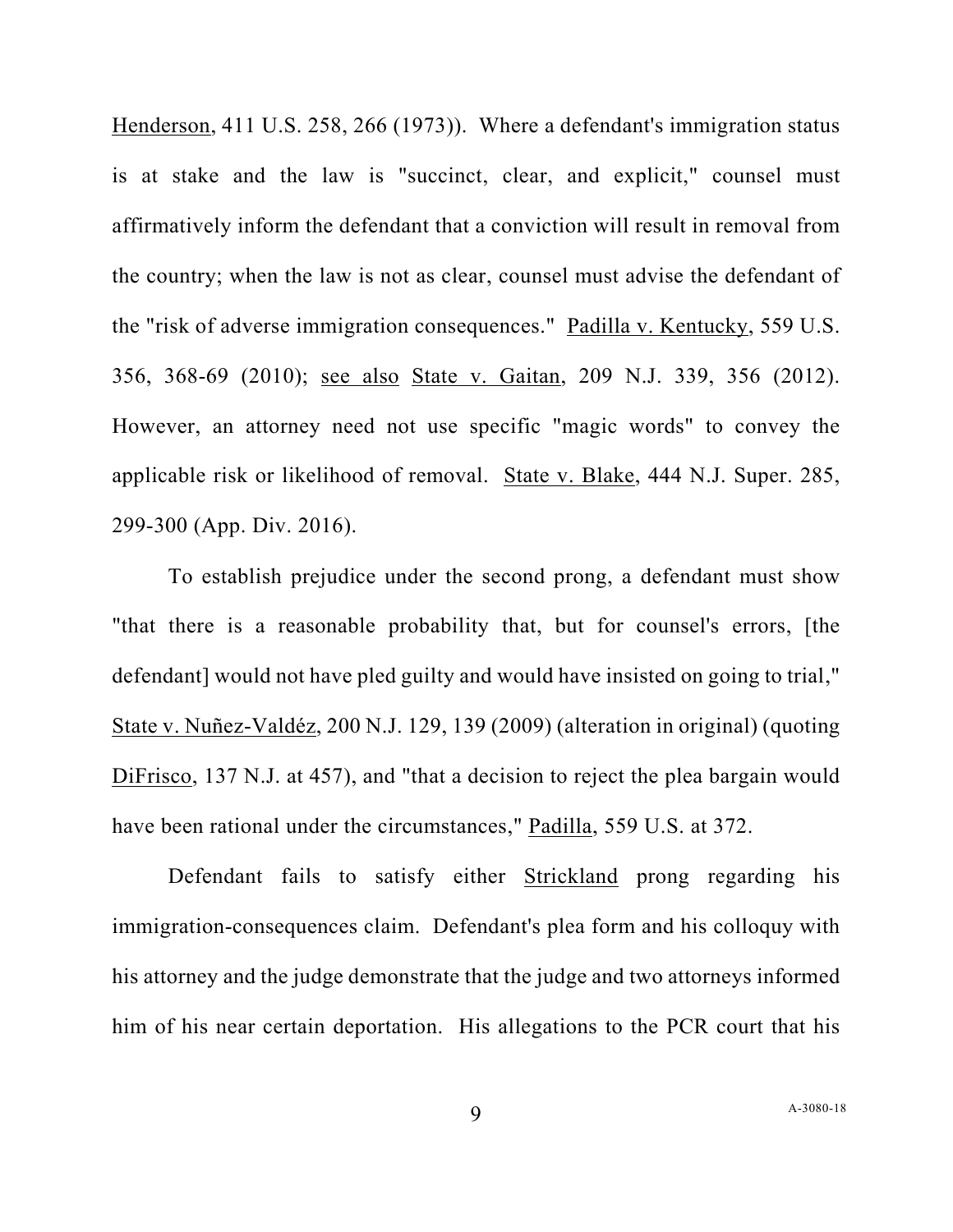Henderson, 411 U.S. 258, 266 (1973)). Where a defendant's immigration status is at stake and the law is "succinct, clear, and explicit," counsel must affirmatively inform the defendant that a conviction will result in removal from the country; when the law is not as clear, counsel must advise the defendant of the "risk of adverse immigration consequences." Padilla v. Kentucky, 559 U.S. 356, 368-69 (2010); see also State v. Gaitan, 209 N.J. 339, 356 (2012). However, an attorney need not use specific "magic words" to convey the applicable risk or likelihood of removal. State v. Blake, 444 N.J. Super. 285, 299-300 (App. Div. 2016).

To establish prejudice under the second prong, a defendant must show "that there is a reasonable probability that, but for counsel's errors, [the defendant] would not have pled guilty and would have insisted on going to trial," State v. Nuñez-Valdéz, 200 N.J. 129, 139 (2009) (alteration in original) (quoting DiFrisco, 137 N.J. at 457), and "that a decision to reject the plea bargain would have been rational under the circumstances," Padilla, 559 U.S. at 372.

Defendant fails to satisfy either Strickland prong regarding his immigration-consequences claim. Defendant's plea form and his colloquy with his attorney and the judge demonstrate that the judge and two attorneys informed him of his near certain deportation. His allegations to the PCR court that his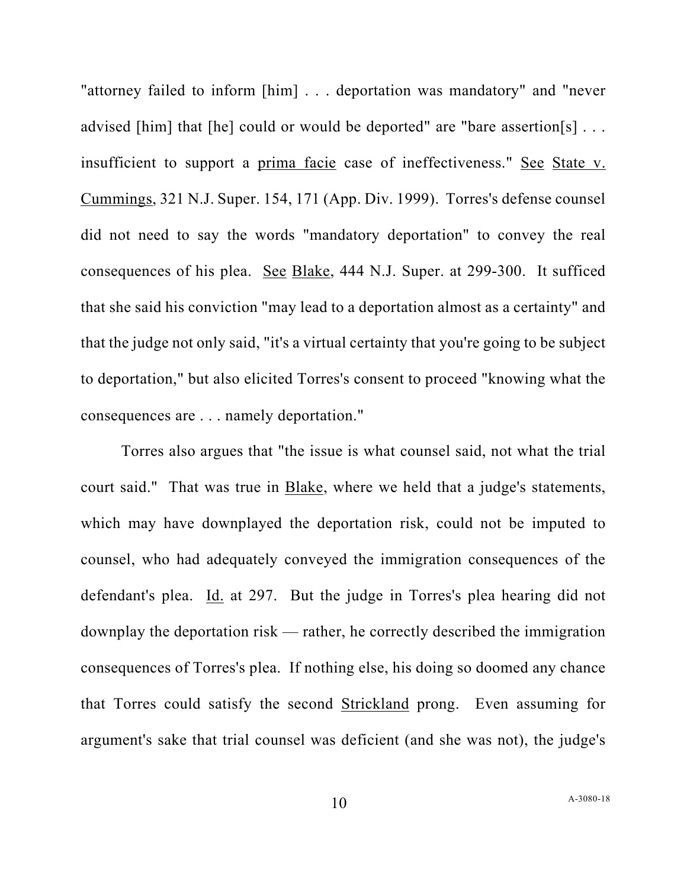"attorney failed to inform [him] . . . deportation was mandatory" and "never advised [him] that [he] could or would be deported" are "bare assertion[s] . . . insufficient to support a prima facie case of ineffectiveness." See State v. Cummings, 321 N.J. Super. 154, 171 (App. Div. 1999). Torres's defense counsel did not need to say the words "mandatory deportation" to convey the real consequences of his plea. See Blake, 444 N.J. Super. at 299-300. It sufficed that she said his conviction "may lead to a deportation almost as a certainty" and that the judge not only said, "it's a virtual certainty that you're going to be subject to deportation," but also elicited Torres's consent to proceed "knowing what the consequences are . . . namely deportation."

Torres also argues that "the issue is what counsel said, not what the trial court said." That was true in Blake, where we held that a judge's statements, which may have downplayed the deportation risk, could not be imputed to counsel, who had adequately conveyed the immigration consequences of the defendant's plea. Id. at 297. But the judge in Torres's plea hearing did not downplay the deportation risk — rather, he correctly described the immigration consequences of Torres's plea. If nothing else, his doing so doomed any chance that Torres could satisfy the second Strickland prong. Even assuming for argument's sake that trial counsel was deficient (and she was not), the judge's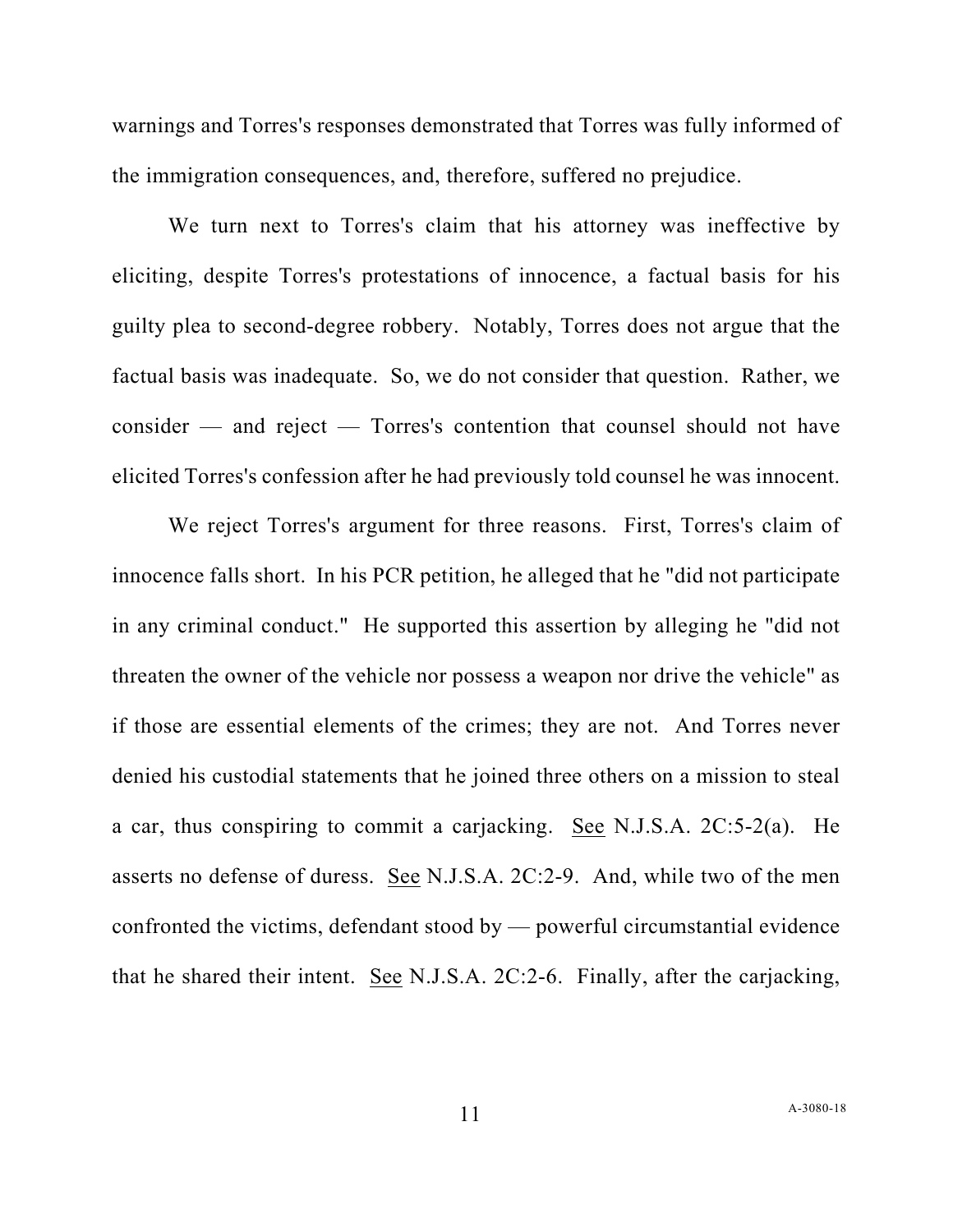warnings and Torres's responses demonstrated that Torres was fully informed of the immigration consequences, and, therefore, suffered no prejudice.

We turn next to Torres's claim that his attorney was ineffective by eliciting, despite Torres's protestations of innocence, a factual basis for his guilty plea to second-degree robbery. Notably, Torres does not argue that the factual basis was inadequate. So, we do not consider that question. Rather, we consider — and reject — Torres's contention that counsel should not have elicited Torres's confession after he had previously told counsel he was innocent.

We reject Torres's argument for three reasons. First, Torres's claim of innocence falls short. In his PCR petition, he alleged that he "did not participate in any criminal conduct." He supported this assertion by alleging he "did not threaten the owner of the vehicle nor possess a weapon nor drive the vehicle" as if those are essential elements of the crimes; they are not. And Torres never denied his custodial statements that he joined three others on a mission to steal a car, thus conspiring to commit a carjacking. See N.J.S.A. 2C:5-2(a). He asserts no defense of duress. See N.J.S.A. 2C:2-9. And, while two of the men confronted the victims, defendant stood by — powerful circumstantial evidence that he shared their intent. See N.J.S.A. 2C:2-6. Finally, after the carjacking,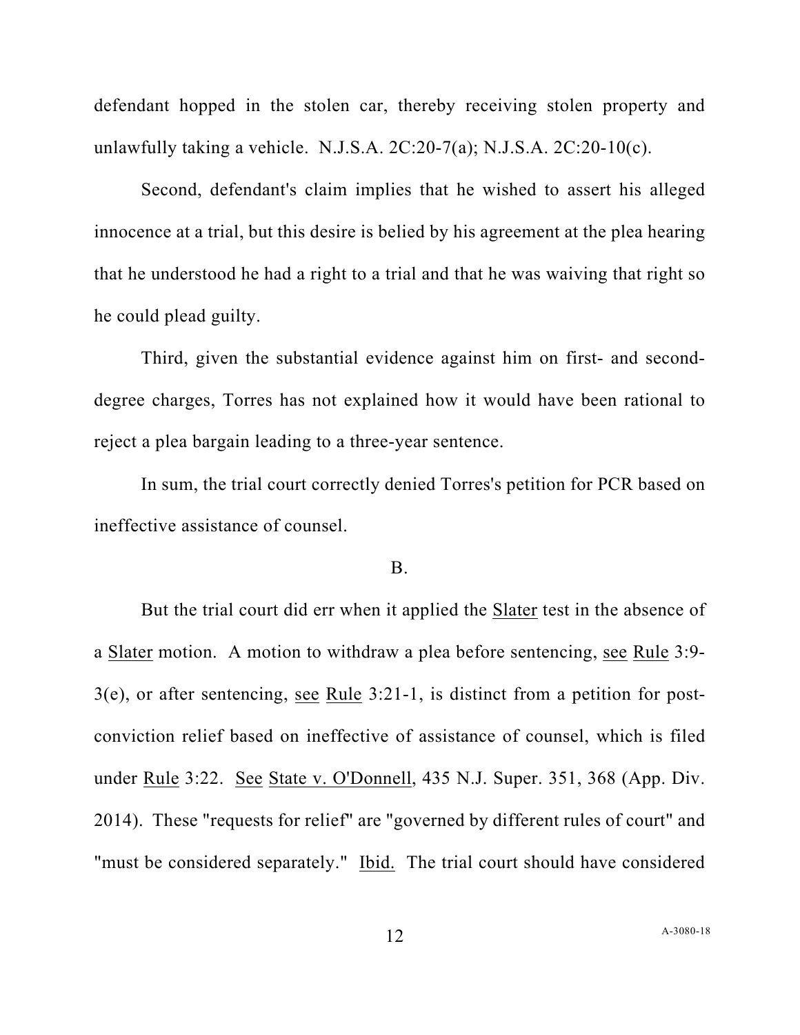defendant hopped in the stolen car, thereby receiving stolen property and unlawfully taking a vehicle. N.J.S.A. 2C:20-7(a); N.J.S.A. 2C:20-10(c).

Second, defendant's claim implies that he wished to assert his alleged innocence at a trial, but this desire is belied by his agreement at the plea hearing that he understood he had a right to a trial and that he was waiving that right so he could plead guilty.

Third, given the substantial evidence against him on first- and second-degree charges, Torres has not explained how it would have been rational to reject a plea bargain leading to a three-year sentence.

In sum, the trial court correctly denied Torres's petition for PCR based on ineffective assistance of counsel.

B.

But the trial court did err when it applied the Slater test in the absence of a Slater motion. A motion to withdraw a plea before sentencing, see Rule 3:9-3(e), or after sentencing, see Rule 3:21-1, is distinct from a petition for post-conviction relief based on ineffective of assistance of counsel, which is filed under Rule 3:22. See State v. O'Donnell, 435 N.J. Super. 351, 368 (App. Div. 2014). These "requests for relief" are "governed by different rules of court" and "must be considered separately." Ibid. The trial court should have considered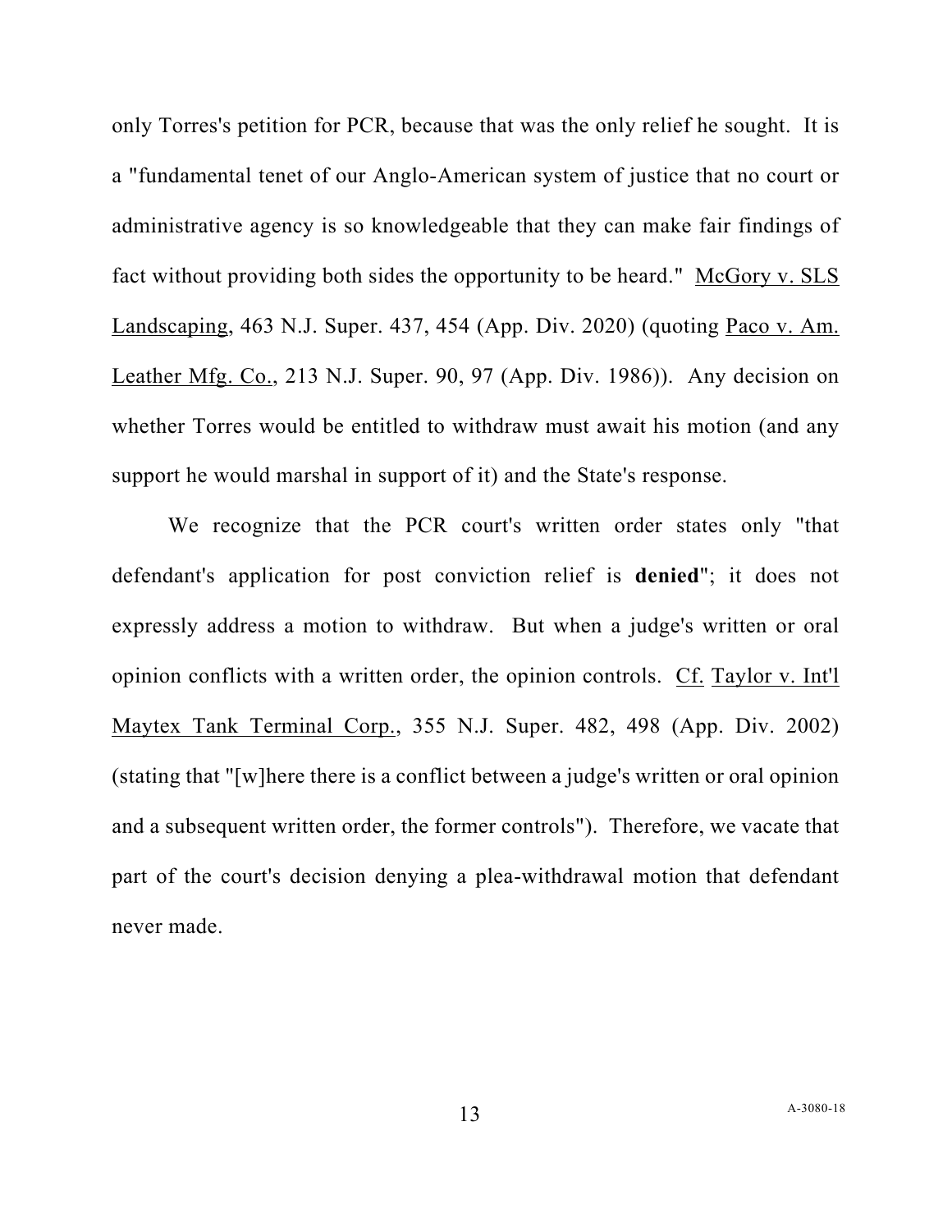only Torres's petition for PCR, because that was the only relief he sought. It is a "fundamental tenet of our Anglo-American system of justice that no court or administrative agency is so knowledgeable that they can make fair findings of fact without providing both sides the opportunity to be heard." McGory v. SLS Landscaping, 463 N.J. Super. 437, 454 (App. Div. 2020) (quoting Paco v. Am. Leather Mfg. Co., 213 N.J. Super. 90, 97 (App. Div. 1986)). Any decision on whether Torres would be entitled to withdraw must await his motion (and any support he would marshal in support of it) and the State's response.

We recognize that the PCR court's written order states only "that defendant's application for post conviction relief is **denied**"; it does not expressly address a motion to withdraw. But when a judge's written or oral opinion conflicts with a written order, the opinion controls. Cf. Taylor v. Int'l Maytex Tank Terminal Corp., 355 N.J. Super. 482, 498 (App. Div. 2002) (stating that "[w]here there is a conflict between a judge's written or oral opinion and a subsequent written order, the former controls"). Therefore, we vacate that part of the court's decision denying a plea-withdrawal motion that defendant never made.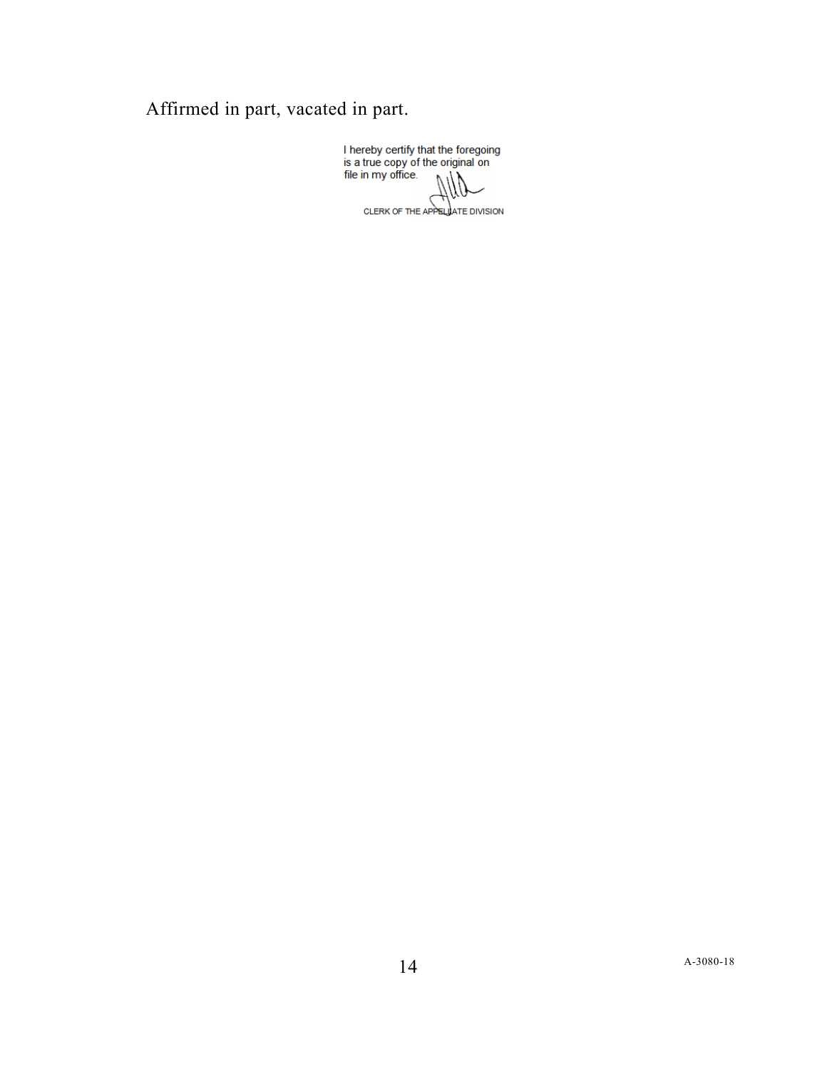Affirmed in part, vacated in part.

I hereby certify that the foregoing is a true copy of the original on file in my office.

CLERK OF THE APPELLATE DIVISION